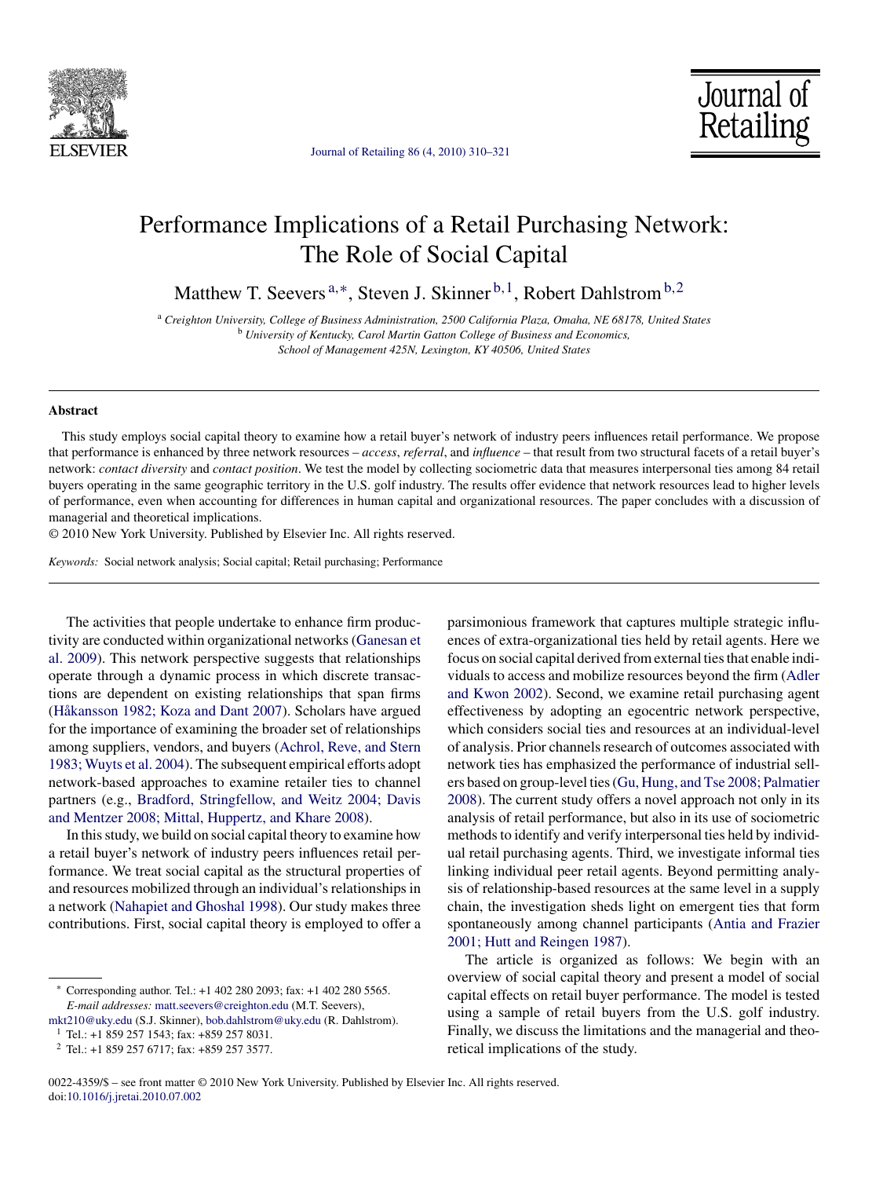# Performance Implications of a Retail Purchasing Network: The Role of Social Capital

Matthew T. Seevers [a,*], Steven J. Skinner [b,1], Robert Dahlstrom [b,2]

[a] *Creighton University, College of Business Administration, 2500 California Plaza, Omaha, NE 68178, United States*
[b] *University of Kentucky, Carol Martin Gatton College of Business and Economics, School of Management 425N, Lexington, KY 40506, United States*

## Abstract

This study employs social capital theory to examine how a retail buyer's network of industry peers influences retail performance. We propose that performance is enhanced by three network resources – *access*, *referral*, and *influence* – that result from two structural facets of a retail buyer's network: *contact diversity* and *contact position*. We test the model by collecting sociometric data that measures interpersonal ties among 84 retail buyers operating in the same geographic territory in the U.S. golf industry. The results offer evidence that network resources lead to higher levels of performance, even when accounting for differences in human capital and organizational resources. The paper concludes with a discussion of managerial and theoretical implications.

© 2010 New York University. Published by Elsevier Inc. All rights reserved.

*Keywords:* Social network analysis; Social capital; Retail purchasing; Performance

The activities that people undertake to enhance firm productivity are conducted within organizational networks (Ganesan et al. 2009). This network perspective suggests that relationships operate through a dynamic process in which discrete transactions are dependent on existing relationships that span firms (Håkansson 1982; Koza and Dant 2007). Scholars have argued for the importance of examining the broader set of relationships among suppliers, vendors, and buyers (Achrol, Reve, and Stern 1983; Wuyts et al. 2004). The subsequent empirical efforts adopt network-based approaches to examine retailer ties to channel partners (e.g., Bradford, Stringfellow, and Weitz 2004; Davis and Mentzer 2008; Mittal, Huppertz, and Khare 2008).

In this study, we build on social capital theory to examine how a retail buyer's network of industry peers influences retail performance. We treat social capital as the structural properties of and resources mobilized through an individual's relationships in a network (Nahapiet and Ghoshal 1998). Our study makes three contributions. First, social capital theory is employed to offer a parsimonious framework that captures multiple strategic influences of extra-organizational ties held by retail agents. Here we focus on social capital derived from external ties that enable individuals to access and mobilize resources beyond the firm (Adler and Kwon 2002). Second, we examine retail purchasing agent effectiveness by adopting an egocentric network perspective, which considers social ties and resources at an individual-level of analysis. Prior channels research of outcomes associated with network ties has emphasized the performance of industrial sellers based on group-level ties (Gu, Hung, and Tse 2008; Palmatier 2008). The current study offers a novel approach not only in its analysis of retail performance, but also in its use of sociometric methods to identify and verify interpersonal ties held by individual retail purchasing agents. Third, we investigate informal ties linking individual peer retail agents. Beyond permitting analysis of relationship-based resources at the same level in a supply chain, the investigation sheds light on emergent ties that form spontaneously among channel participants (Antia and Frazier 2001; Hutt and Reingen 1987).

The article is organized as follows: We begin with an overview of social capital theory and present a model of social capital effects on retail buyer performance. The model is tested using a sample of retail buyers from the U.S. golf industry. Finally, we discuss the limitations and the managerial and theoretical implications of the study.

* Corresponding author. Tel.: +1 402 280 2093; fax: +1 402 280 5565. *E-mail addresses:* matt.seevers@creighton.edu (M.T. Seevers), mkt210@uky.edu (S.J. Skinner), bob.dahlstrom@uky.edu (R. Dahlstrom).

[1] Tel.: +1 859 257 1543; fax: +859 257 8031.

[2] Tel.: +1 859 257 6717; fax: +859 257 3577.

0022-4359/$ – see front matter © 2010 New York University. Published by Elsevier Inc. All rights reserved.
doi:10.1016/j.jretai.2010.07.002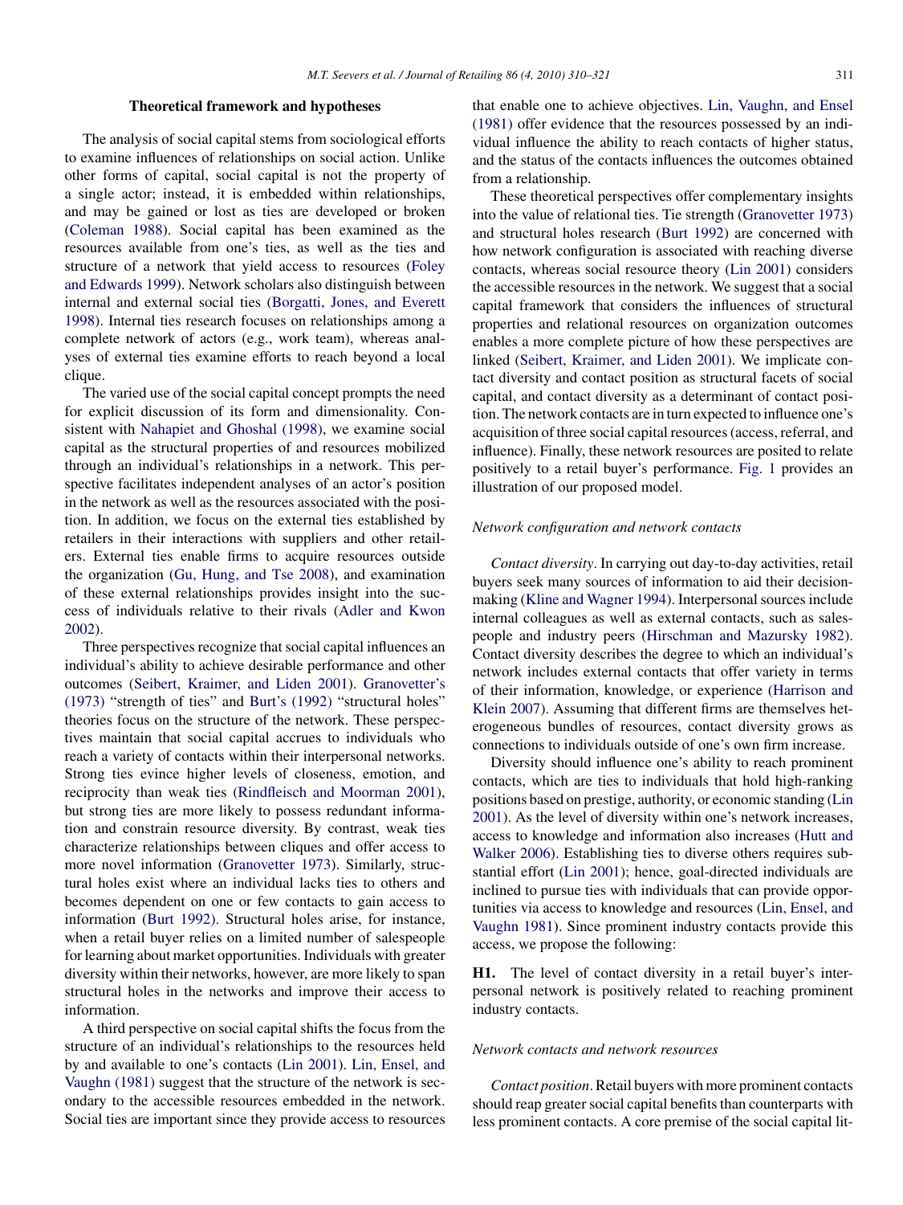## Theoretical framework and hypotheses

The analysis of social capital stems from sociological efforts to examine influences of relationships on social action. Unlike other forms of capital, social capital is not the property of a single actor; instead, it is embedded within relationships, and may be gained or lost as ties are developed or broken (Coleman 1988). Social capital has been examined as the resources available from one's ties, as well as the ties and structure of a network that yield access to resources (Foley and Edwards 1999). Network scholars also distinguish between internal and external social ties (Borgatti, Jones, and Everett 1998). Internal ties research focuses on relationships among a complete network of actors (e.g., work team), whereas analyses of external ties examine efforts to reach beyond a local clique.

The varied use of the social capital concept prompts the need for explicit discussion of its form and dimensionality. Consistent with Nahapiet and Ghoshal (1998), we examine social capital as the structural properties of and resources mobilized through an individual's relationships in a network. This perspective facilitates independent analyses of an actor's position in the network as well as the resources associated with the position. In addition, we focus on the external ties established by retailers in their interactions with suppliers and other retailers. External ties enable firms to acquire resources outside the organization (Gu, Hung, and Tse 2008), and examination of these external relationships provides insight into the success of individuals relative to their rivals (Adler and Kwon 2002).

Three perspectives recognize that social capital influences an individual's ability to achieve desirable performance and other outcomes (Seibert, Kraimer, and Liden 2001). Granovetter's (1973) "strength of ties" and Burt's (1992) "structural holes" theories focus on the structure of the network. These perspectives maintain that social capital accrues to individuals who reach a variety of contacts within their interpersonal networks. Strong ties evince higher levels of closeness, emotion, and reciprocity than weak ties (Rindfleisch and Moorman 2001), but strong ties are more likely to possess redundant information and constrain resource diversity. By contrast, weak ties characterize relationships between cliques and offer access to more novel information (Granovetter 1973). Similarly, structural holes exist where an individual lacks ties to others and becomes dependent on one or few contacts to gain access to information (Burt 1992). Structural holes arise, for instance, when a retail buyer relies on a limited number of salespeople for learning about market opportunities. Individuals with greater diversity within their networks, however, are more likely to span structural holes in the networks and improve their access to information.

A third perspective on social capital shifts the focus from the structure of an individual's relationships to the resources held by and available to one's contacts (Lin 2001). Lin, Ensel, and Vaughn (1981) suggest that the structure of the network is secondary to the accessible resources embedded in the network. Social ties are important since they provide access to resources that enable one to achieve objectives. Lin, Vaughn, and Ensel (1981) offer evidence that the resources possessed by an individual influence the ability to reach contacts of higher status, and the status of the contacts influences the outcomes obtained from a relationship.

These theoretical perspectives offer complementary insights into the value of relational ties. Tie strength (Granovetter 1973) and structural holes research (Burt 1992) are concerned with how network configuration is associated with reaching diverse contacts, whereas social resource theory (Lin 2001) considers the accessible resources in the network. We suggest that a social capital framework that considers the influences of structural properties and relational resources on organization outcomes enables a more complete picture of how these perspectives are linked (Seibert, Kraimer, and Liden 2001). We implicate contact diversity and contact position as structural facets of social capital, and contact diversity as a determinant of contact position. The network contacts are in turn expected to influence one's acquisition of three social capital resources (access, referral, and influence). Finally, these network resources are posited to relate positively to a retail buyer's performance. Fig. 1 provides an illustration of our proposed model.

### *Network configuration and network contacts*

*Contact diversity*. In carrying out day-to-day activities, retail buyers seek many sources of information to aid their decision-making (Kline and Wagner 1994). Interpersonal sources include internal colleagues as well as external contacts, such as salespeople and industry peers (Hirschman and Mazursky 1982). Contact diversity describes the degree to which an individual's network includes external contacts that offer variety in terms of their information, knowledge, or experience (Harrison and Klein 2007). Assuming that different firms are themselves heterogeneous bundles of resources, contact diversity grows as connections to individuals outside of one's own firm increase.

Diversity should influence one's ability to reach prominent contacts, which are ties to individuals that hold high-ranking positions based on prestige, authority, or economic standing (Lin 2001). As the level of diversity within one's network increases, access to knowledge and information also increases (Hutt and Walker 2006). Establishing ties to diverse others requires substantial effort (Lin 2001); hence, goal-directed individuals are inclined to pursue ties with individuals that can provide opportunities via access to knowledge and resources (Lin, Ensel, and Vaughn 1981). Since prominent industry contacts provide this access, we propose the following:

**H1.** The level of contact diversity in a retail buyer's interpersonal network is positively related to reaching prominent industry contacts.

### *Network contacts and network resources*

*Contact position*. Retail buyers with more prominent contacts should reap greater social capital benefits than counterparts with less prominent contacts. A core premise of the social capital lit-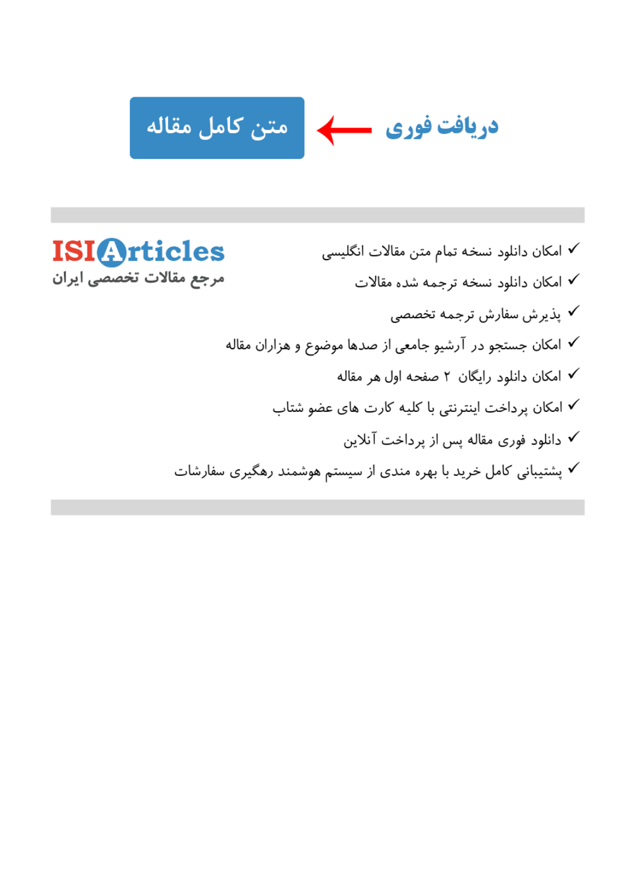دریافت فوری ← **متن کامل مقاله**

**ISIArticles**
مرجع مقالات تخصصی ایران

- ✓ امکان دانلود نسخه تمام متن مقالات انگلیسی
- ✓ امکان دانلود نسخه ترجمه شده مقالات
- ✓ پذیرش سفارش ترجمه تخصصی
- ✓ امکان جستجو در آرشیو جامعی از صدها موضوع و هزاران مقاله
- ✓ امکان دانلود رایگان ۲ صفحه اول هر مقاله
- ✓ امکان پرداخت اینترنتی با کلیه کارت های عضو شتاب
- ✓ دانلود فوری مقاله پس از پرداخت آنلاین
- ✓ پشتیبانی کامل خرید با بهره مندی از سیستم هوشمند رهگیری سفارشات